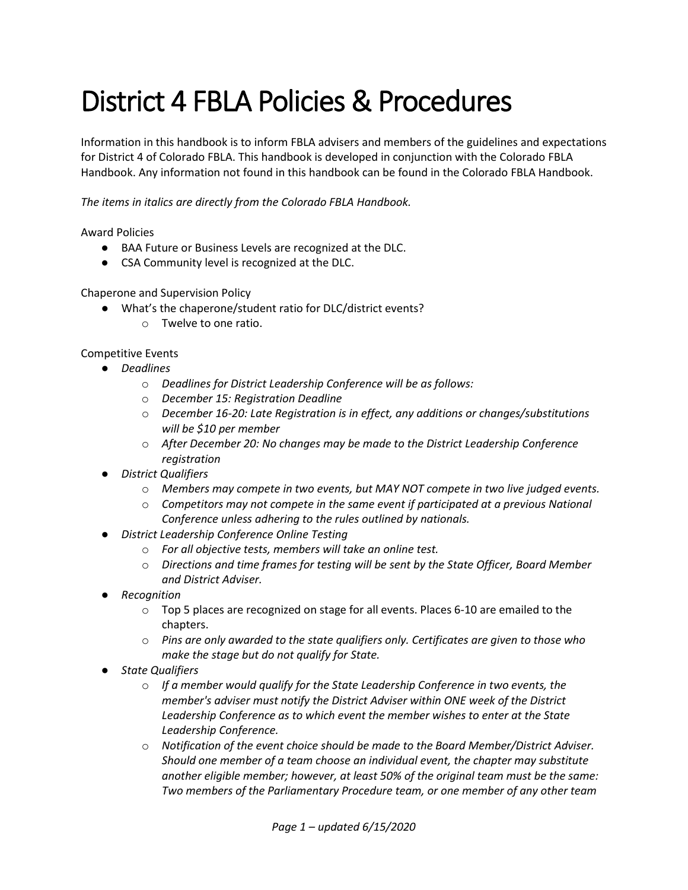# District 4 FBLA Policies & Procedures

Information in this handbook is to inform FBLA advisers and members of the guidelines and expectations for District 4 of Colorado FBLA. This handbook is developed in conjunction with the Colorado FBLA Handbook. Any information not found in this handbook can be found in the Colorado FBLA Handbook.

*The items in italics are directly from the Colorado FBLA Handbook.*

Award Policies

- BAA Future or Business Levels are recognized at the DLC.
- CSA Community level is recognized at the DLC.

Chaperone and Supervision Policy

- What's the chaperone/student ratio for DLC/district events?
  - Twelve to one ratio.

Competitive Events

- *Deadlines*
  - *Deadlines for District Leadership Conference will be as follows:*
  - *December 15: Registration Deadline*
  - *December 16-20: Late Registration is in effect, any additions or changes/substitutions will be $10 per member*
  - *After December 20: No changes may be made to the District Leadership Conference registration*
- *District Qualifiers*
  - *Members may compete in two events, but MAY NOT compete in two live judged events.*
  - *Competitors may not compete in the same event if participated at a previous National Conference unless adhering to the rules outlined by nationals.*
- *District Leadership Conference Online Testing*
  - *For all objective tests, members will take an online test.*
  - *Directions and time frames for testing will be sent by the State Officer, Board Member and District Adviser.*
- *Recognition*
  - Top 5 places are recognized on stage for all events. Places 6-10 are emailed to the chapters.
  - *Pins are only awarded to the state qualifiers only. Certificates are given to those who make the stage but do not qualify for State.*
- *State Qualifiers*
  - *If a member would qualify for the State Leadership Conference in two events, the member's adviser must notify the District Adviser within ONE week of the District Leadership Conference as to which event the member wishes to enter at the State Leadership Conference.*
  - *Notification of the event choice should be made to the Board Member/District Adviser. Should one member of a team choose an individual event, the chapter may substitute another eligible member; however, at least 50% of the original team must be the same: Two members of the Parliamentary Procedure team, or one member of any other team*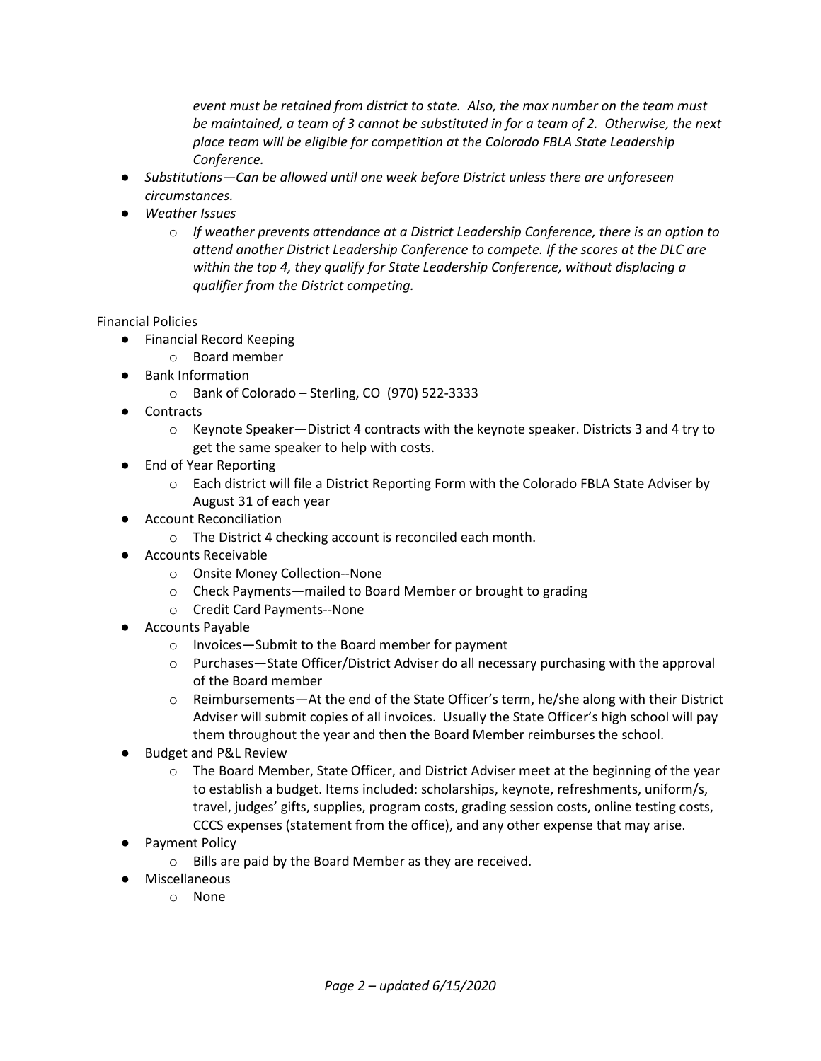*event must be retained from district to state. Also, the max number on the team must be maintained, a team of 3 cannot be substituted in for a team of 2. Otherwise, the next place team will be eligible for competition at the Colorado FBLA State Leadership Conference.*

- *Substitutions—Can be allowed until one week before District unless there are unforeseen circumstances.*
- *Weather Issues*
  - *If weather prevents attendance at a District Leadership Conference, there is an option to attend another District Leadership Conference to compete. If the scores at the DLC are within the top 4, they qualify for State Leadership Conference, without displacing a qualifier from the District competing.*

Financial Policies

- Financial Record Keeping
  - Board member
- Bank Information
  - Bank of Colorado – Sterling, CO (970) 522-3333
- Contracts
  - Keynote Speaker—District 4 contracts with the keynote speaker. Districts 3 and 4 try to get the same speaker to help with costs.
- End of Year Reporting
  - Each district will file a District Reporting Form with the Colorado FBLA State Adviser by August 31 of each year
- Account Reconciliation
  - The District 4 checking account is reconciled each month.
- Accounts Receivable
  - Onsite Money Collection--None
  - Check Payments—mailed to Board Member or brought to grading
  - Credit Card Payments--None
- Accounts Payable
  - Invoices—Submit to the Board member for payment
  - Purchases—State Officer/District Adviser do all necessary purchasing with the approval of the Board member
  - Reimbursements—At the end of the State Officer's term, he/she along with their District Adviser will submit copies of all invoices. Usually the State Officer's high school will pay them throughout the year and then the Board Member reimburses the school.
- Budget and P&L Review
  - The Board Member, State Officer, and District Adviser meet at the beginning of the year to establish a budget. Items included: scholarships, keynote, refreshments, uniform/s, travel, judges' gifts, supplies, program costs, grading session costs, online testing costs, CCCS expenses (statement from the office), and any other expense that may arise.
- Payment Policy
  - Bills are paid by the Board Member as they are received.
- Miscellaneous
  - None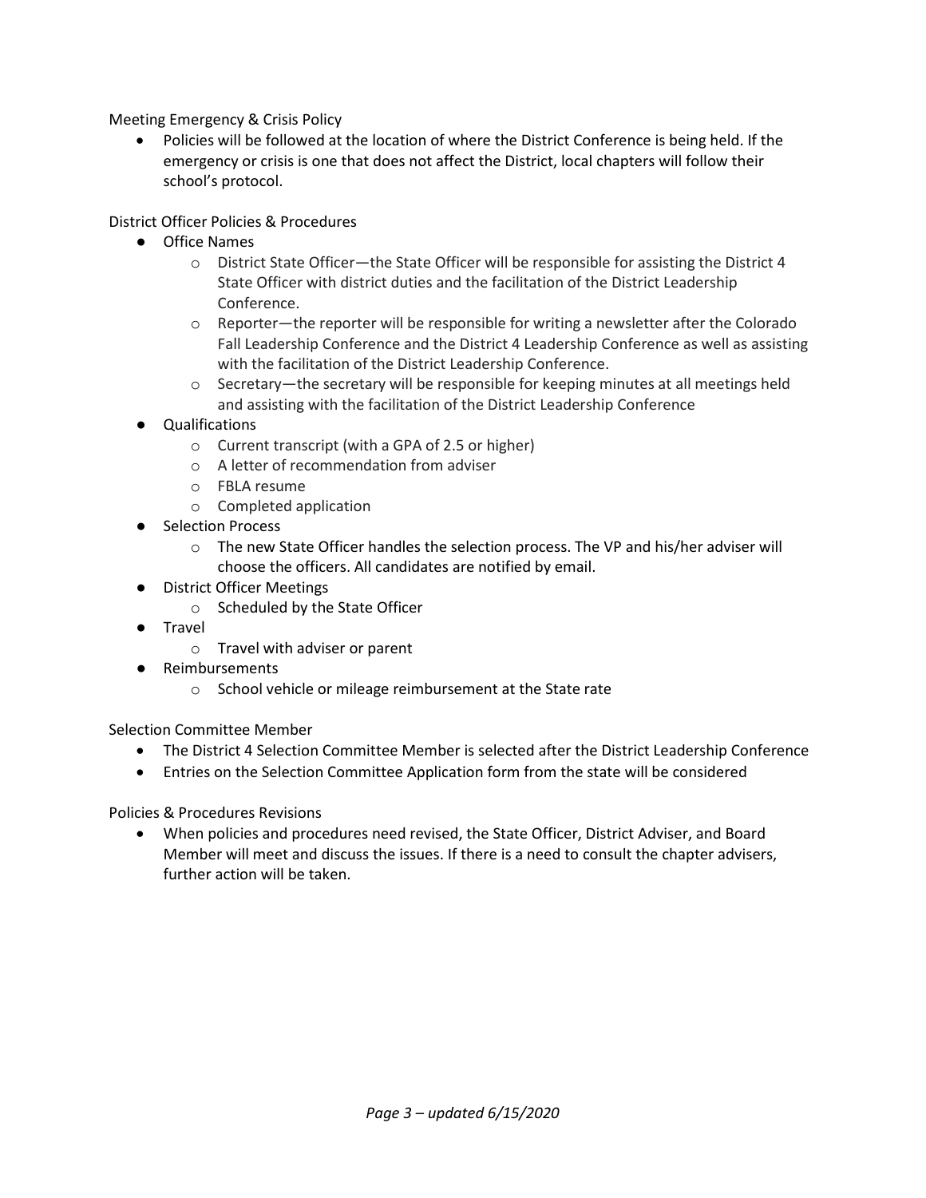Meeting Emergency & Crisis Policy

- Policies will be followed at the location of where the District Conference is being held. If the emergency or crisis is one that does not affect the District, local chapters will follow their school's protocol.

District Officer Policies & Procedures

- Office Names
  - District State Officer—the State Officer will be responsible for assisting the District 4 State Officer with district duties and the facilitation of the District Leadership Conference.
  - Reporter—the reporter will be responsible for writing a newsletter after the Colorado Fall Leadership Conference and the District 4 Leadership Conference as well as assisting with the facilitation of the District Leadership Conference.
  - Secretary—the secretary will be responsible for keeping minutes at all meetings held and assisting with the facilitation of the District Leadership Conference
- Qualifications
  - Current transcript (with a GPA of 2.5 or higher)
  - A letter of recommendation from adviser
  - FBLA resume
  - Completed application
- Selection Process
  - The new State Officer handles the selection process. The VP and his/her adviser will choose the officers. All candidates are notified by email.
- District Officer Meetings
  - Scheduled by the State Officer
- Travel
  - Travel with adviser or parent
- Reimbursements
  - School vehicle or mileage reimbursement at the State rate

Selection Committee Member

- The District 4 Selection Committee Member is selected after the District Leadership Conference
- Entries on the Selection Committee Application form from the state will be considered

Policies & Procedures Revisions

- When policies and procedures need revised, the State Officer, District Adviser, and Board Member will meet and discuss the issues. If there is a need to consult the chapter advisers, further action will be taken.